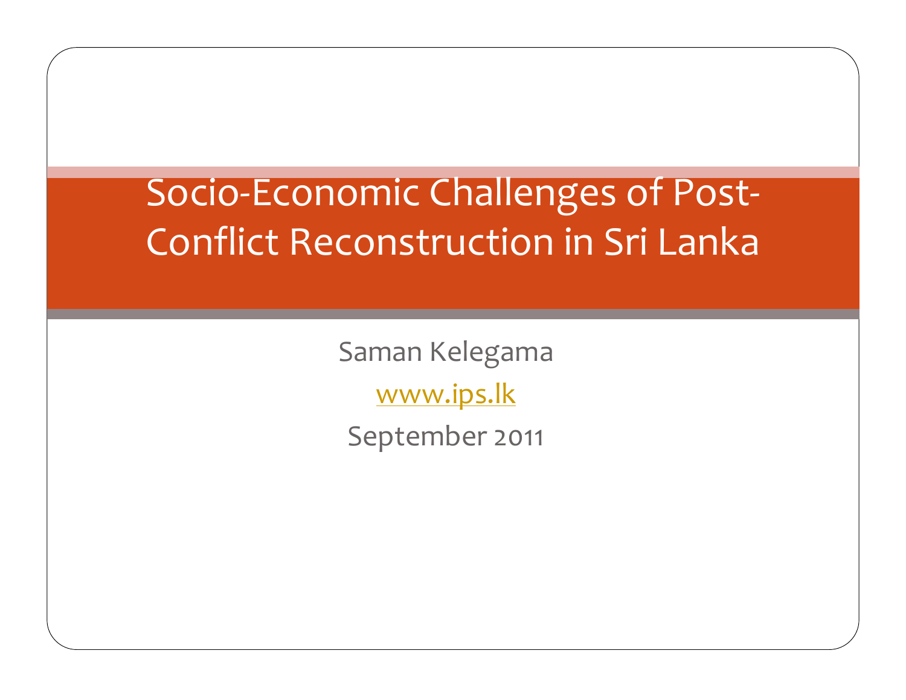# Socio-Economic Challenges of Post-Conflict Reconstruction in Sri Lanka

Saman Kelegama

www.ips.lk

September 2011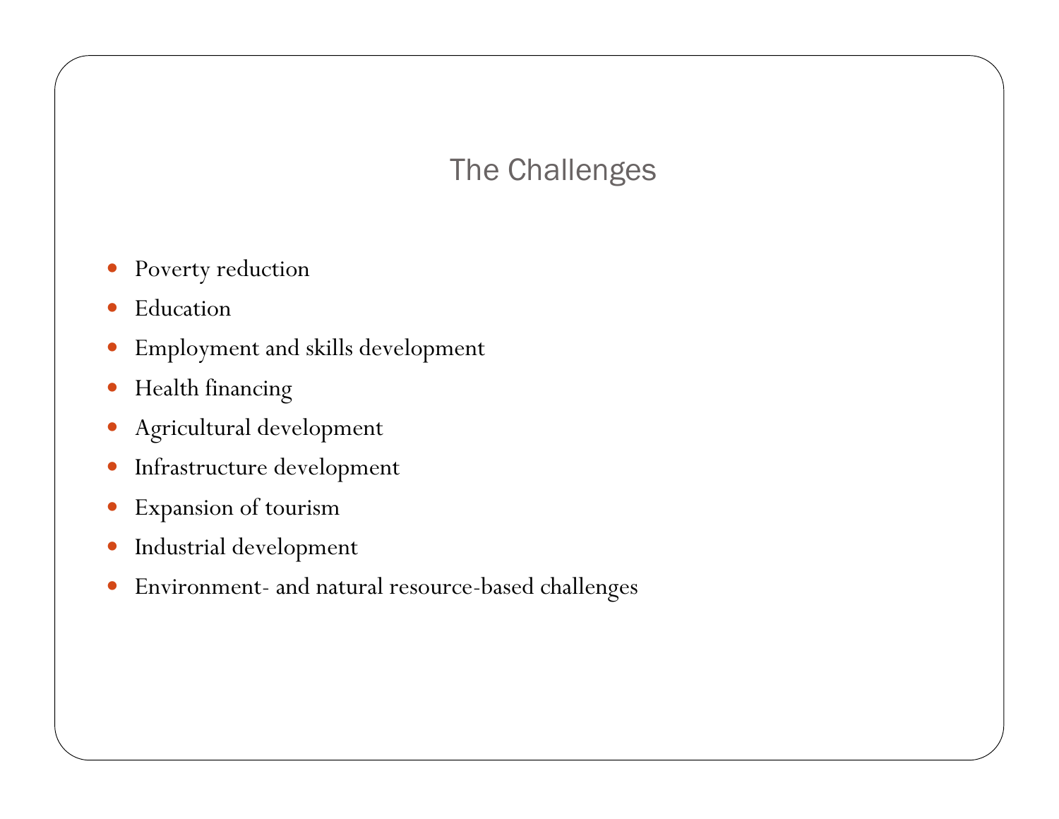# The Challenges

- Poverty reduction
- Education
- Employment and skills development
- Health financing
- Agricultural development
- Infrastructure development
- Expansion of tourism
- Industrial development
- Environment- and natural resource-based challenges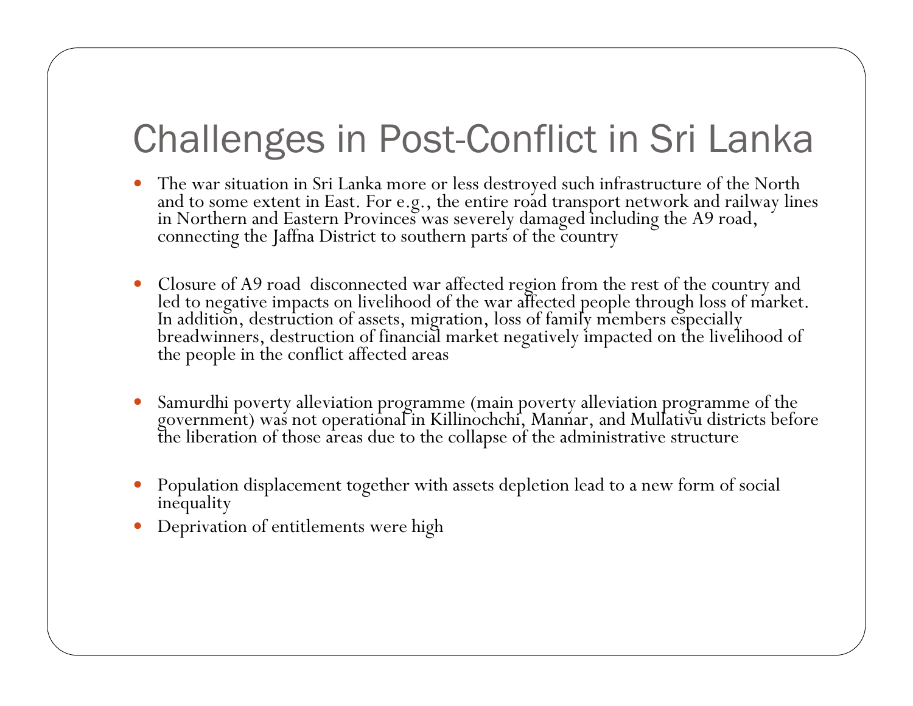# Challenges in Post-Conflict in Sri Lanka

- The war situation in Sri Lanka more or less destroyed such infrastructure of the North and to some extent in East. For e.g., the entire road transport network and railway lines in Northern and Eastern Provinces was severely damaged including the A9 road, connecting the Jaffna District to southern parts of the country

- Closure of A9 road disconnected war affected region from the rest of the country and led to negative impacts on livelihood of the war affected people through loss of market. In addition, destruction of assets, migration, loss of family members especially breadwinners, destruction of financial market negatively impacted on the livelihood of the people in the conflict affected areas

- Samurdhi poverty alleviation programme (main poverty alleviation programme of the government) was not operational in Killinochchi, Mannar, and Mullativu districts before the liberation of those areas due to the collapse of the administrative structure

- Population displacement together with assets depletion lead to a new form of social inequality
- Deprivation of entitlements were high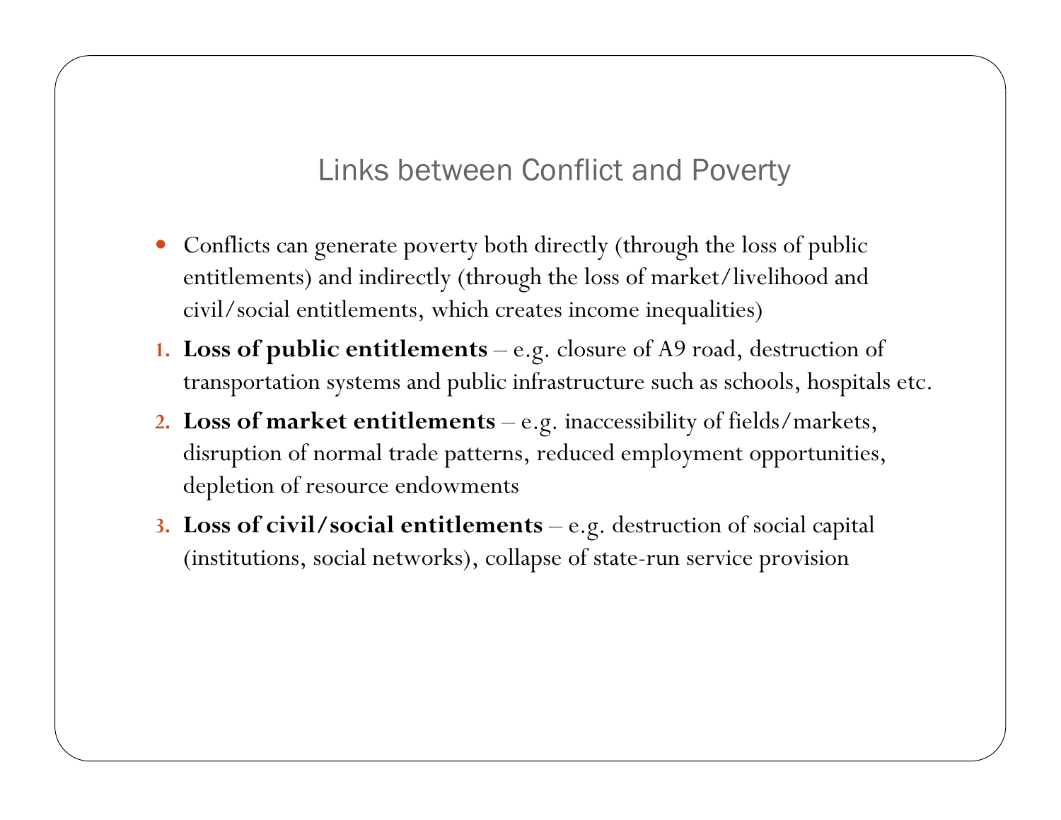# Links between Conflict and Poverty

- Conflicts can generate poverty both directly (through the loss of public entitlements) and indirectly (through the loss of market/livelihood and civil/social entitlements, which creates income inequalities)

1. **Loss of public entitlements** – e.g. closure of A9 road, destruction of transportation systems and public infrastructure such as schools, hospitals etc.
2. **Loss of market entitlements** – e.g. inaccessibility of fields/markets, disruption of normal trade patterns, reduced employment opportunities, depletion of resource endowments
3. **Loss of civil/social entitlements** – e.g. destruction of social capital (institutions, social networks), collapse of state-run service provision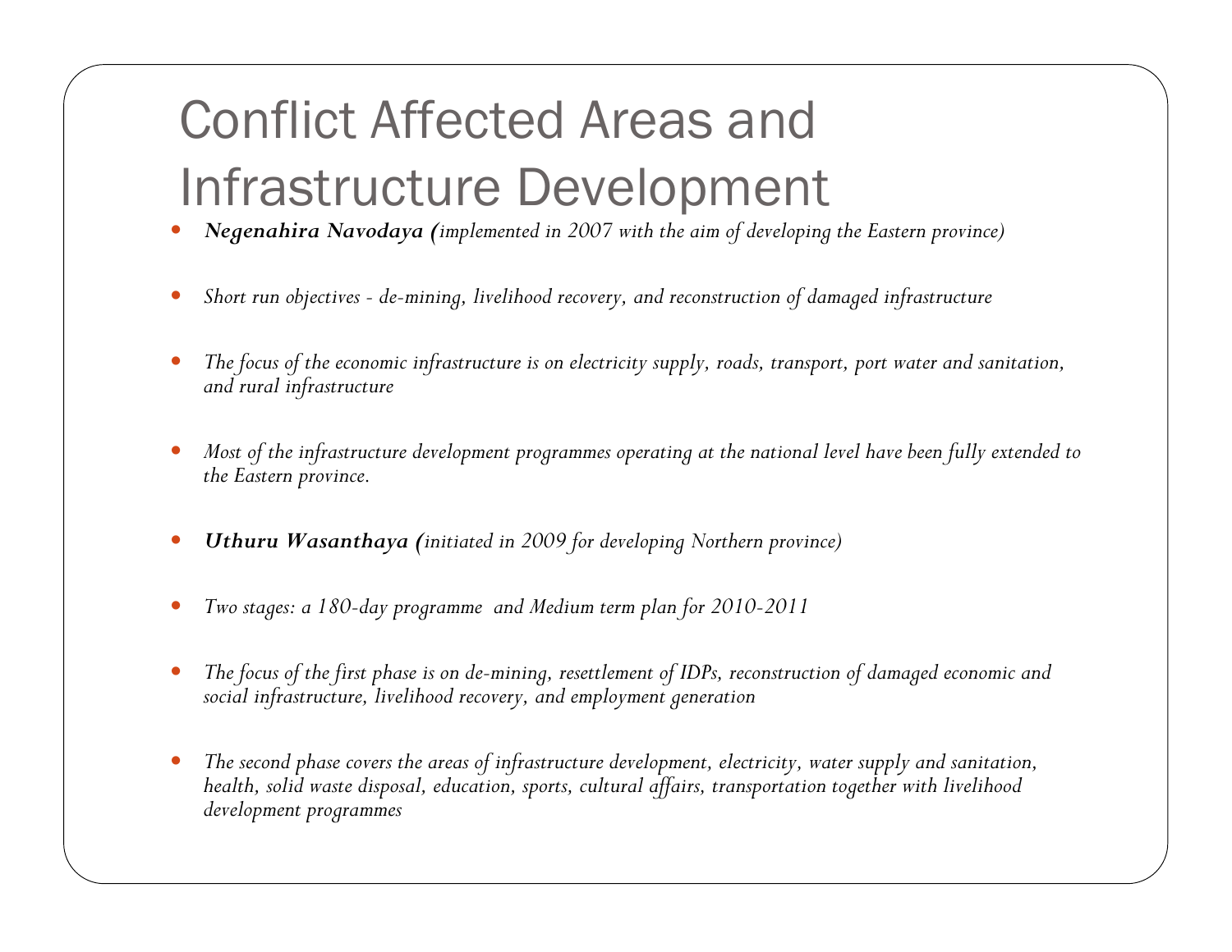# Conflict Affected Areas and Infrastructure Development

- ***Negenahira Navodaya (****implemented in 2007 with the aim of developing the Eastern province)*
- *Short run objectives - de-mining, livelihood recovery, and reconstruction of damaged infrastructure*
- *The focus of the economic infrastructure is on electricity supply, roads, transport, port water and sanitation, and rural infrastructure*
- *Most of the infrastructure development programmes operating at the national level have been fully extended to the Eastern province.*
- ***Uthuru Wasanthaya (****initiated in 2009 for developing Northern province)*
- *Two stages: a 180-day programme and Medium term plan for 2010-2011*
- *The focus of the first phase is on de-mining, resettlement of IDPs, reconstruction of damaged economic and social infrastructure, livelihood recovery, and employment generation*
- *The second phase covers the areas of infrastructure development, electricity, water supply and sanitation, health, solid waste disposal, education, sports, cultural affairs, transportation together with livelihood development programmes*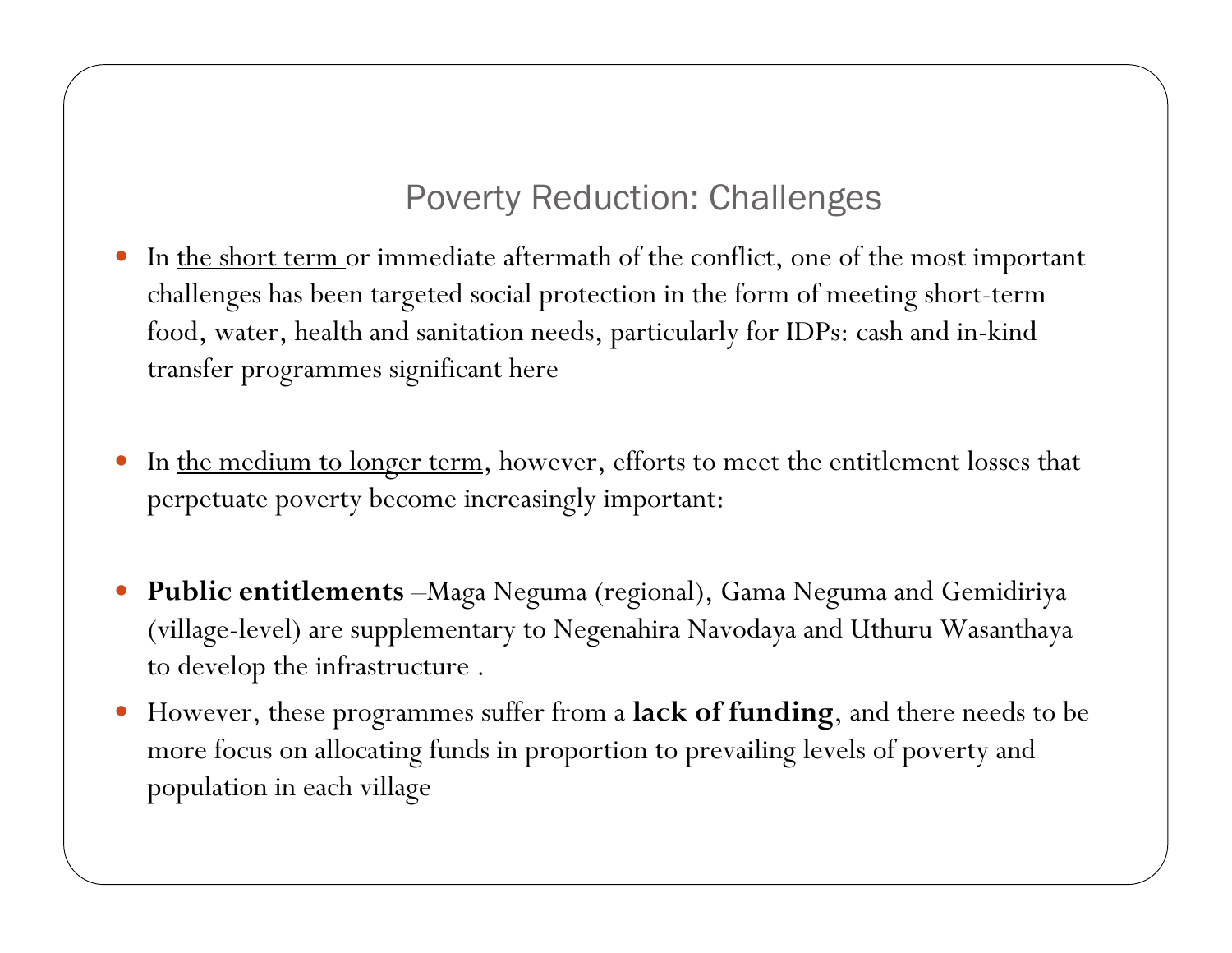## Poverty Reduction: Challenges

- In <u>the short term</u> or immediate aftermath of the conflict, one of the most important challenges has been targeted social protection in the form of meeting short-term food, water, health and sanitation needs, particularly for IDPs: cash and in-kind transfer programmes significant here

- In <u>the medium to longer term</u>, however, efforts to meet the entitlement losses that perpetuate poverty become increasingly important:

- **Public entitlements** –Maga Neguma (regional), Gama Neguma and Gemidiriya (village-level) are supplementary to Negenahira Navodaya and Uthuru Wasanthaya to develop the infrastructure .
- However, these programmes suffer from a **lack of funding**, and there needs to be more focus on allocating funds in proportion to prevailing levels of poverty and population in each village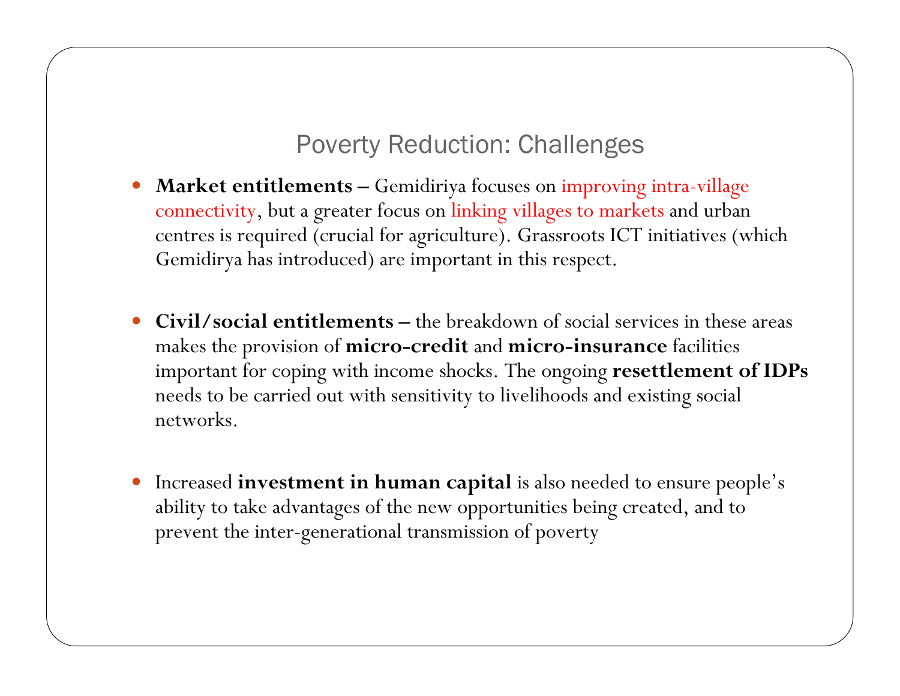# Poverty Reduction: Challenges

- **Market entitlements –** Gemidiriya focuses on improving intra-village connectivity, but a greater focus on linking villages to markets and urban centres is required (crucial for agriculture). Grassroots ICT initiatives (which Gemidirya has introduced) are important in this respect.

- **Civil/social entitlements –** the breakdown of social services in these areas makes the provision of **micro-credit** and **micro-insurance** facilities important for coping with income shocks. The ongoing **resettlement of IDPs** needs to be carried out with sensitivity to livelihoods and existing social networks.

- Increased **investment in human capital** is also needed to ensure people's ability to take advantages of the new opportunities being created, and to prevent the inter-generational transmission of poverty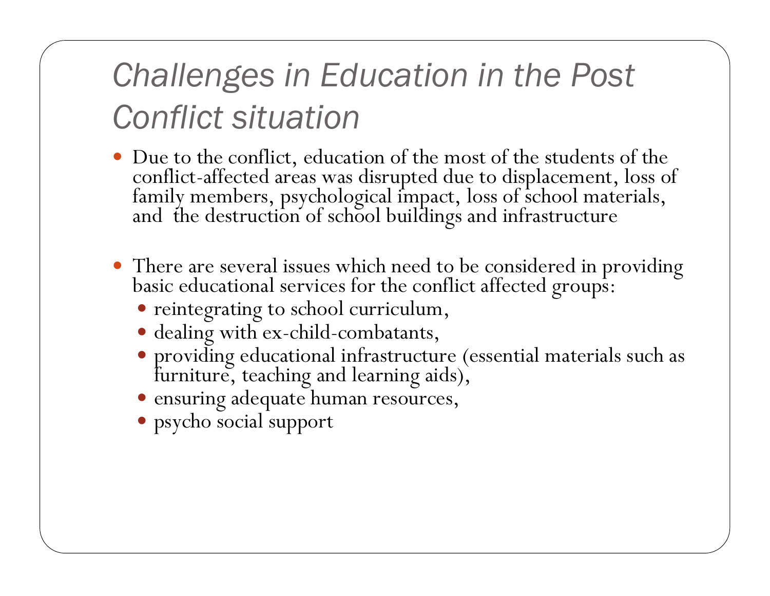# *Challenges in Education in the Post Conflict situation*

- Due to the conflict, education of the most of the students of the conflict-affected areas was disrupted due to displacement, loss of family members, psychological impact, loss of school materials, and the destruction of school buildings and infrastructure

- There are several issues which need to be considered in providing basic educational services for the conflict affected groups:
  - reintegrating to school curriculum,
  - dealing with ex-child-combatants,
  - providing educational infrastructure (essential materials such as furniture, teaching and learning aids),
  - ensuring adequate human resources,
  - psycho social support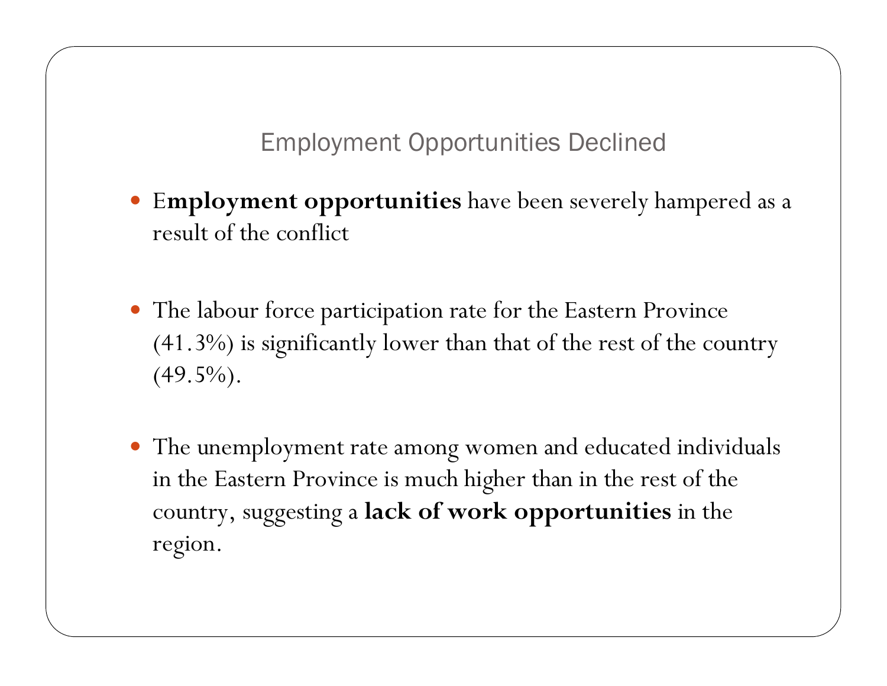## Employment Opportunities Declined

- E**mployment opportunities** have been severely hampered as a result of the conflict

- The labour force participation rate for the Eastern Province (41.3%) is significantly lower than that of the rest of the country (49.5%).

- The unemployment rate among women and educated individuals in the Eastern Province is much higher than in the rest of the country, suggesting a **lack of work opportunities** in the region.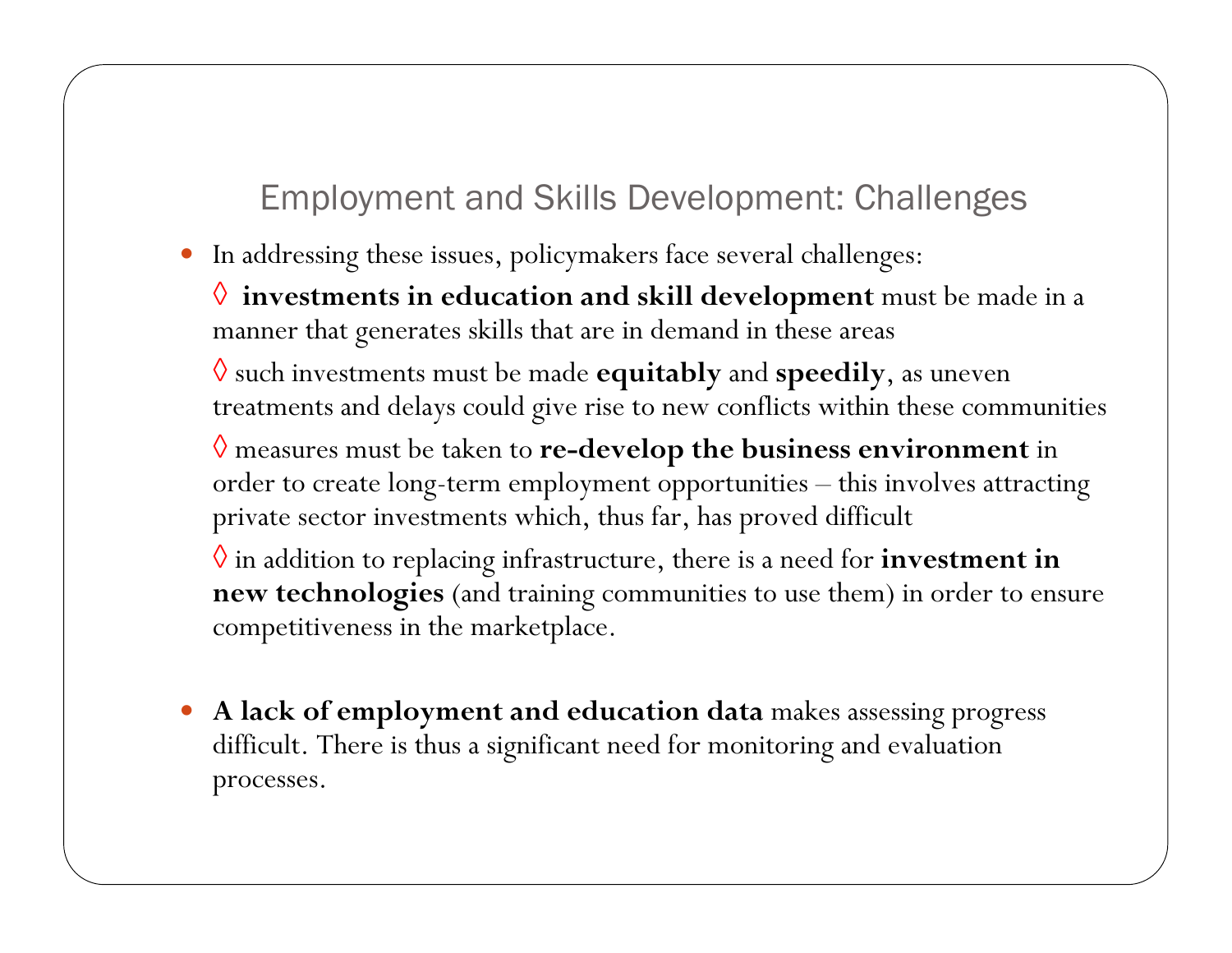## Employment and Skills Development: Challenges

- In addressing these issues, policymakers face several challenges:

  ◊ **investments in education and skill development** must be made in a manner that generates skills that are in demand in these areas

  ◊ such investments must be made **equitably** and **speedily**, as uneven treatments and delays could give rise to new conflicts within these communities

  ◊ measures must be taken to **re-develop the business environment** in order to create long-term employment opportunities – this involves attracting private sector investments which, thus far, has proved difficult

  ◊ in addition to replacing infrastructure, there is a need for **investment in new technologies** (and training communities to use them) in order to ensure competitiveness in the marketplace.

- **A lack of employment and education data** makes assessing progress difficult. There is thus a significant need for monitoring and evaluation processes.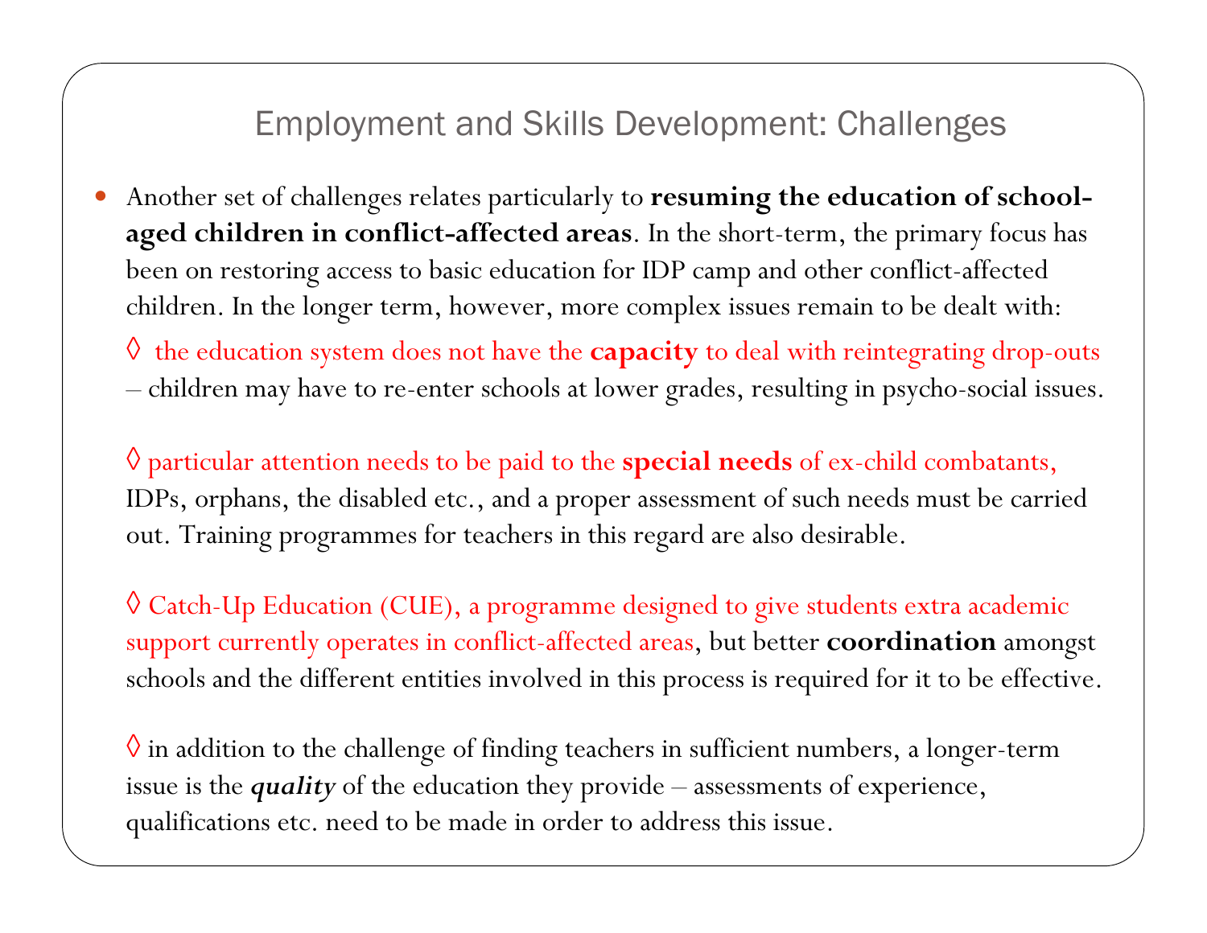## Employment and Skills Development: Challenges

- Another set of challenges relates particularly to **resuming the education of school-aged children in conflict-affected areas**. In the short-term, the primary focus has been on restoring access to basic education for IDP camp and other conflict-affected children. In the longer term, however, more complex issues remain to be dealt with:

  ◊ the education system does not have the **capacity** to deal with reintegrating drop-outs – children may have to re-enter schools at lower grades, resulting in psycho-social issues.

  ◊ particular attention needs to be paid to the **special needs** of ex-child combatants, IDPs, orphans, the disabled etc., and a proper assessment of such needs must be carried out. Training programmes for teachers in this regard are also desirable.

  ◊ Catch-Up Education (CUE), a programme designed to give students extra academic support currently operates in conflict-affected areas, but better **coordination** amongst schools and the different entities involved in this process is required for it to be effective.

  ◊ in addition to the challenge of finding teachers in sufficient numbers, a longer-term issue is the ***quality*** of the education they provide – assessments of experience, qualifications etc. need to be made in order to address this issue.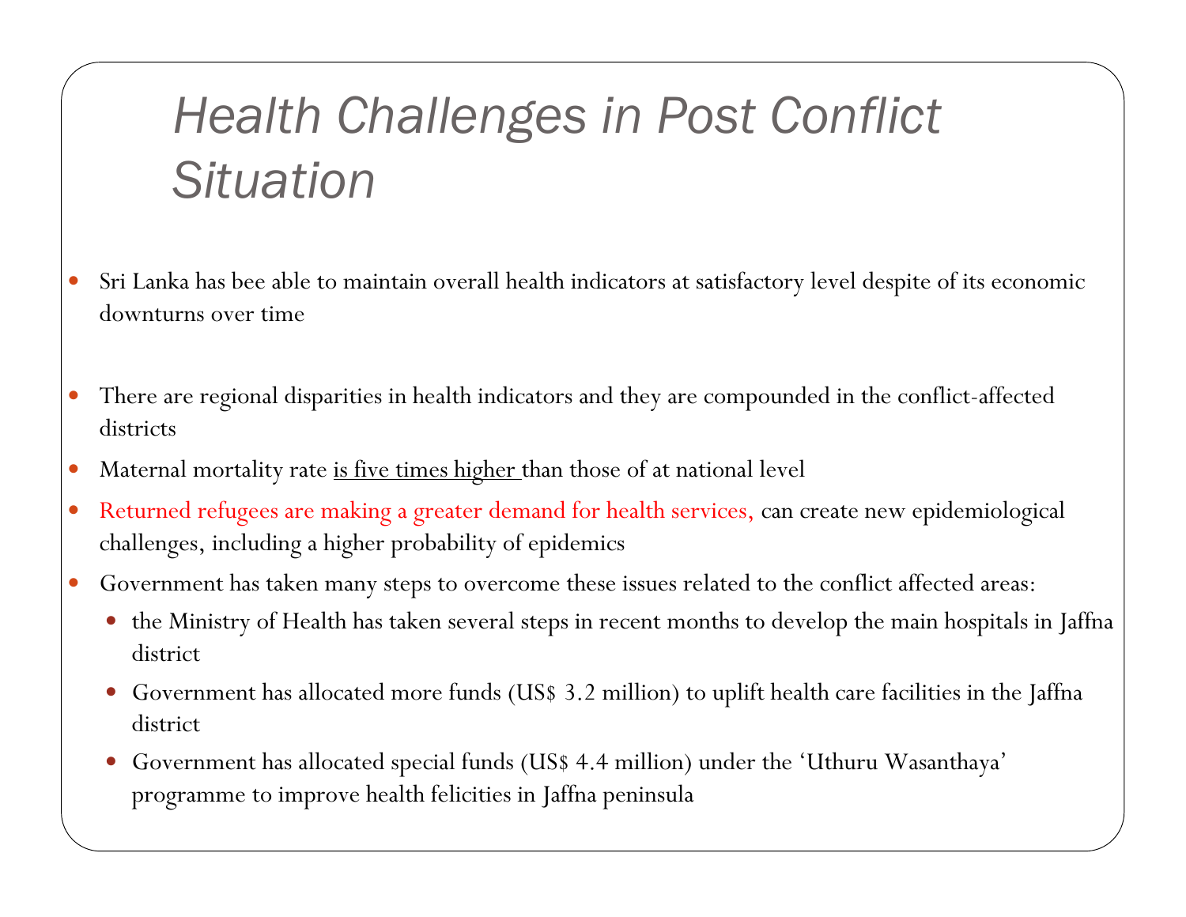# Health Challenges in Post Conflict Situation

- Sri Lanka has bee able to maintain overall health indicators at satisfactory level despite of its economic downturns over time

- There are regional disparities in health indicators and they are compounded in the conflict-affected districts
- Maternal mortality rate <u>is five times higher</u> than those of at national level
- Returned refugees are making a greater demand for health services, can create new epidemiological challenges, including a higher probability of epidemics
- Government has taken many steps to overcome these issues related to the conflict affected areas:
  - the Ministry of Health has taken several steps in recent months to develop the main hospitals in Jaffna district
  - Government has allocated more funds (US$ 3.2 million) to uplift health care facilities in the Jaffna district
  - Government has allocated special funds (US$ 4.4 million) under the 'Uthuru Wasanthaya' programme to improve health felicities in Jaffna peninsula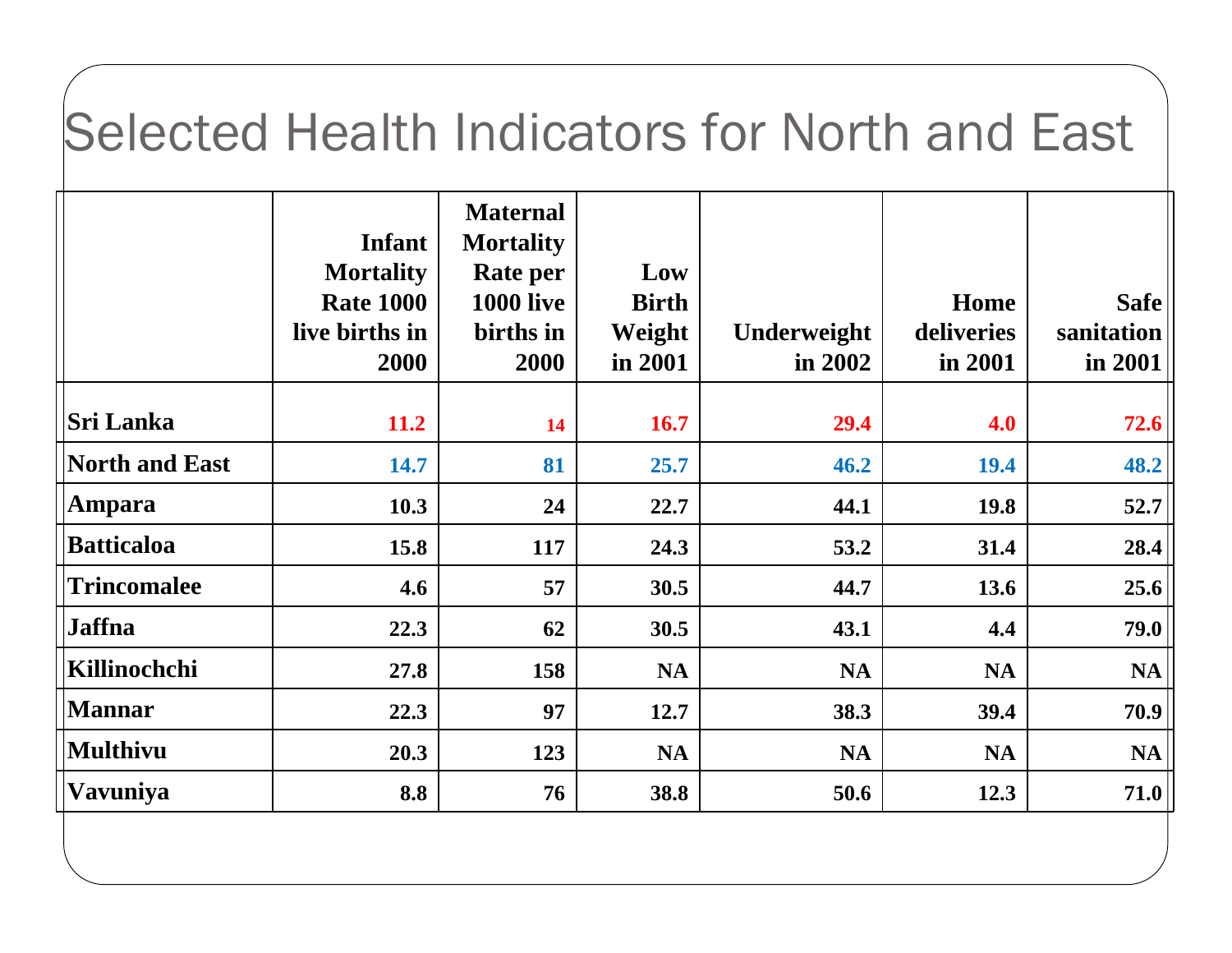# Selected Health Indicators for North and East

| | Infant Mortality Rate 1000 live births in 2000 | Maternal Mortality Rate per 1000 live births in 2000 | Low Birth Weight in 2001 | Underweight in 2002 | Home deliveries in 2001 | Safe sanitation in 2001 |
|---|---|---|---|---|---|---|
| **Sri Lanka** | 11.2 | 14 | 16.7 | 29.4 | 4.0 | 72.6 |
| **North and East** | 14.7 | 81 | 25.7 | 46.2 | 19.4 | 48.2 |
| **Ampara** | 10.3 | 24 | 22.7 | 44.1 | 19.8 | 52.7 |
| **Batticaloa** | 15.8 | 117 | 24.3 | 53.2 | 31.4 | 28.4 |
| **Trincomalee** | 4.6 | 57 | 30.5 | 44.7 | 13.6 | 25.6 |
| **Jaffna** | 22.3 | 62 | 30.5 | 43.1 | 4.4 | 79.0 |
| **Killinochchi** | 27.8 | 158 | NA | NA | NA | NA |
| **Mannar** | 22.3 | 97 | 12.7 | 38.3 | 39.4 | 70.9 |
| **Multhivu** | 20.3 | 123 | NA | NA | NA | NA |
| **Vavuniya** | 8.8 | 76 | 38.8 | 50.6 | 12.3 | 71.0 |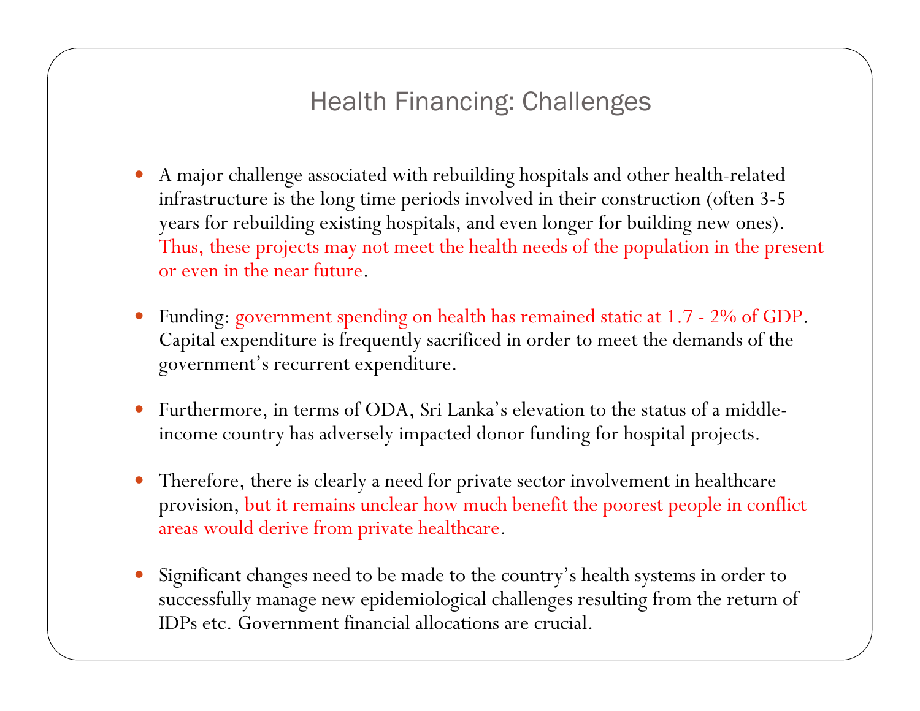# Health Financing: Challenges

- A major challenge associated with rebuilding hospitals and other health-related infrastructure is the long time periods involved in their construction (often 3-5 years for rebuilding existing hospitals, and even longer for building new ones). Thus, these projects may not meet the health needs of the population in the present or even in the near future.

- Funding: government spending on health has remained static at 1.7 - 2% of GDP. Capital expenditure is frequently sacrificed in order to meet the demands of the government's recurrent expenditure.

- Furthermore, in terms of ODA, Sri Lanka's elevation to the status of a middle-income country has adversely impacted donor funding for hospital projects.

- Therefore, there is clearly a need for private sector involvement in healthcare provision, but it remains unclear how much benefit the poorest people in conflict areas would derive from private healthcare.

- Significant changes need to be made to the country's health systems in order to successfully manage new epidemiological challenges resulting from the return of IDPs etc. Government financial allocations are crucial.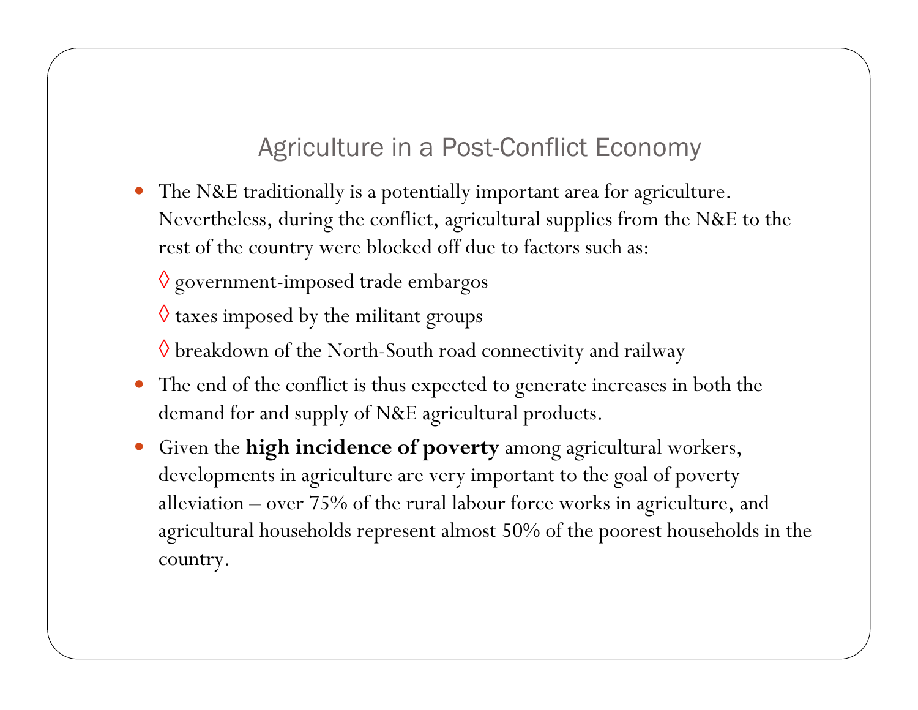# Agriculture in a Post-Conflict Economy

- The N&E traditionally is a potentially important area for agriculture. Nevertheless, during the conflict, agricultural supplies from the N&E to the rest of the country were blocked off due to factors such as:
  - ◊ government-imposed trade embargos
  - ◊ taxes imposed by the militant groups
  - ◊ breakdown of the North-South road connectivity and railway
- The end of the conflict is thus expected to generate increases in both the demand for and supply of N&E agricultural products.
- Given the **high incidence of poverty** among agricultural workers, developments in agriculture are very important to the goal of poverty alleviation – over 75% of the rural labour force works in agriculture, and agricultural households represent almost 50% of the poorest households in the country.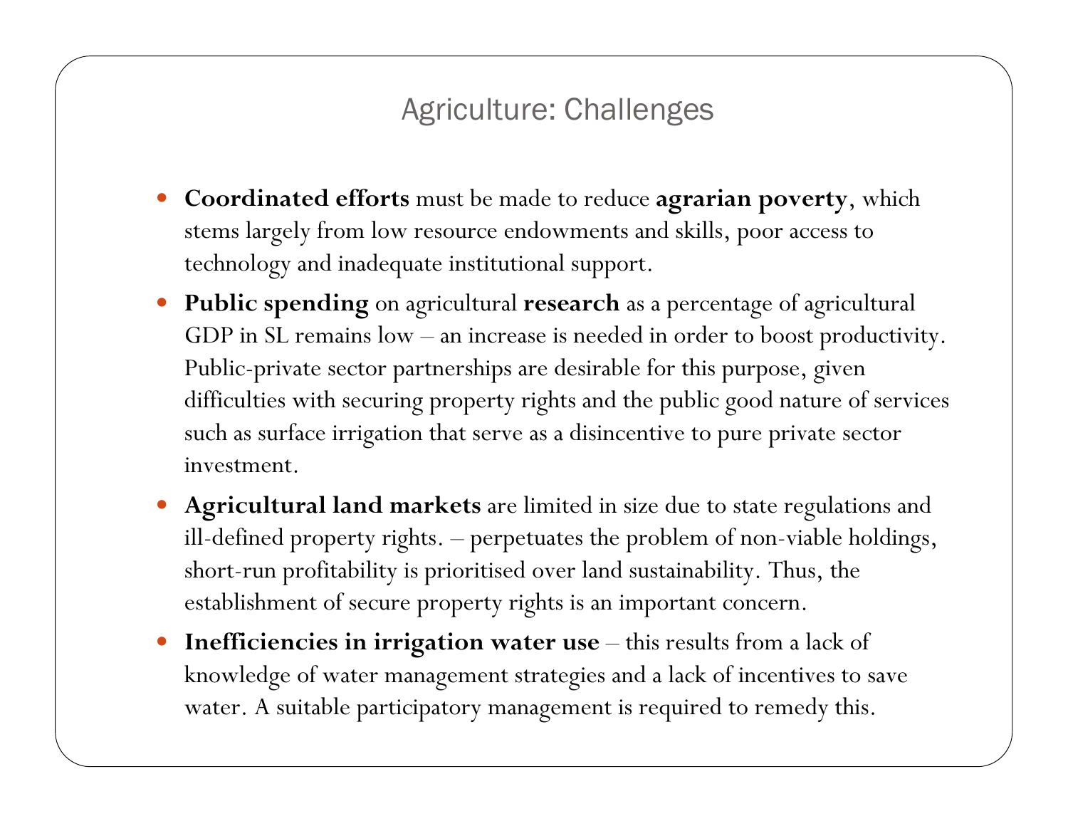# Agriculture: Challenges

- **Coordinated efforts** must be made to reduce **agrarian poverty**, which stems largely from low resource endowments and skills, poor access to technology and inadequate institutional support.
- **Public spending** on agricultural **research** as a percentage of agricultural GDP in SL remains low – an increase is needed in order to boost productivity. Public-private sector partnerships are desirable for this purpose, given difficulties with securing property rights and the public good nature of services such as surface irrigation that serve as a disincentive to pure private sector investment.
- **Agricultural land markets** are limited in size due to state regulations and ill-defined property rights. – perpetuates the problem of non-viable holdings, short-run profitability is prioritised over land sustainability. Thus, the establishment of secure property rights is an important concern.
- **Inefficiencies in irrigation water use** – this results from a lack of knowledge of water management strategies and a lack of incentives to save water. A suitable participatory management is required to remedy this.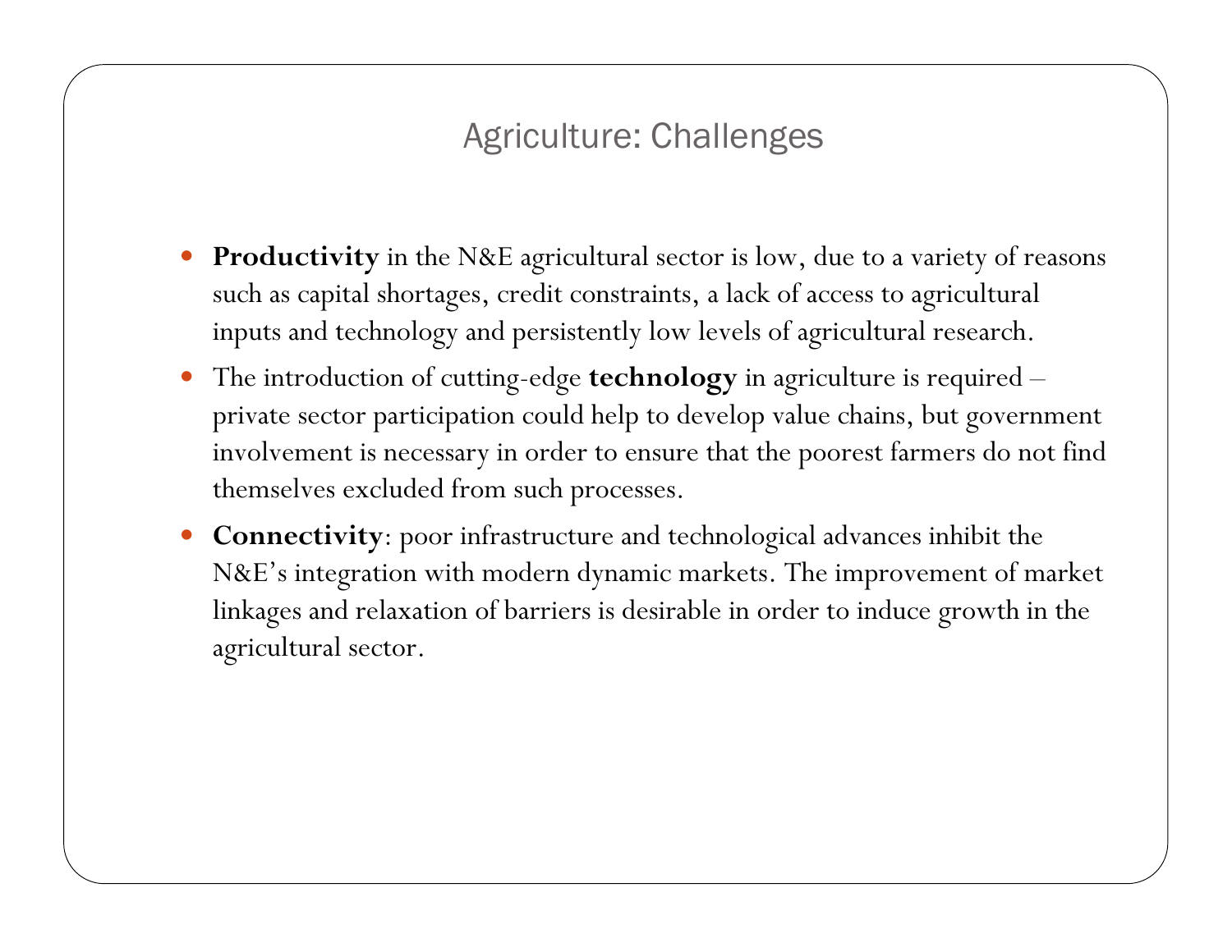# Agriculture: Challenges

- **Productivity** in the N&E agricultural sector is low, due to a variety of reasons such as capital shortages, credit constraints, a lack of access to agricultural inputs and technology and persistently low levels of agricultural research.
- The introduction of cutting-edge **technology** in agriculture is required – private sector participation could help to develop value chains, but government involvement is necessary in order to ensure that the poorest farmers do not find themselves excluded from such processes.
- **Connectivity**: poor infrastructure and technological advances inhibit the N&E's integration with modern dynamic markets. The improvement of market linkages and relaxation of barriers is desirable in order to induce growth in the agricultural sector.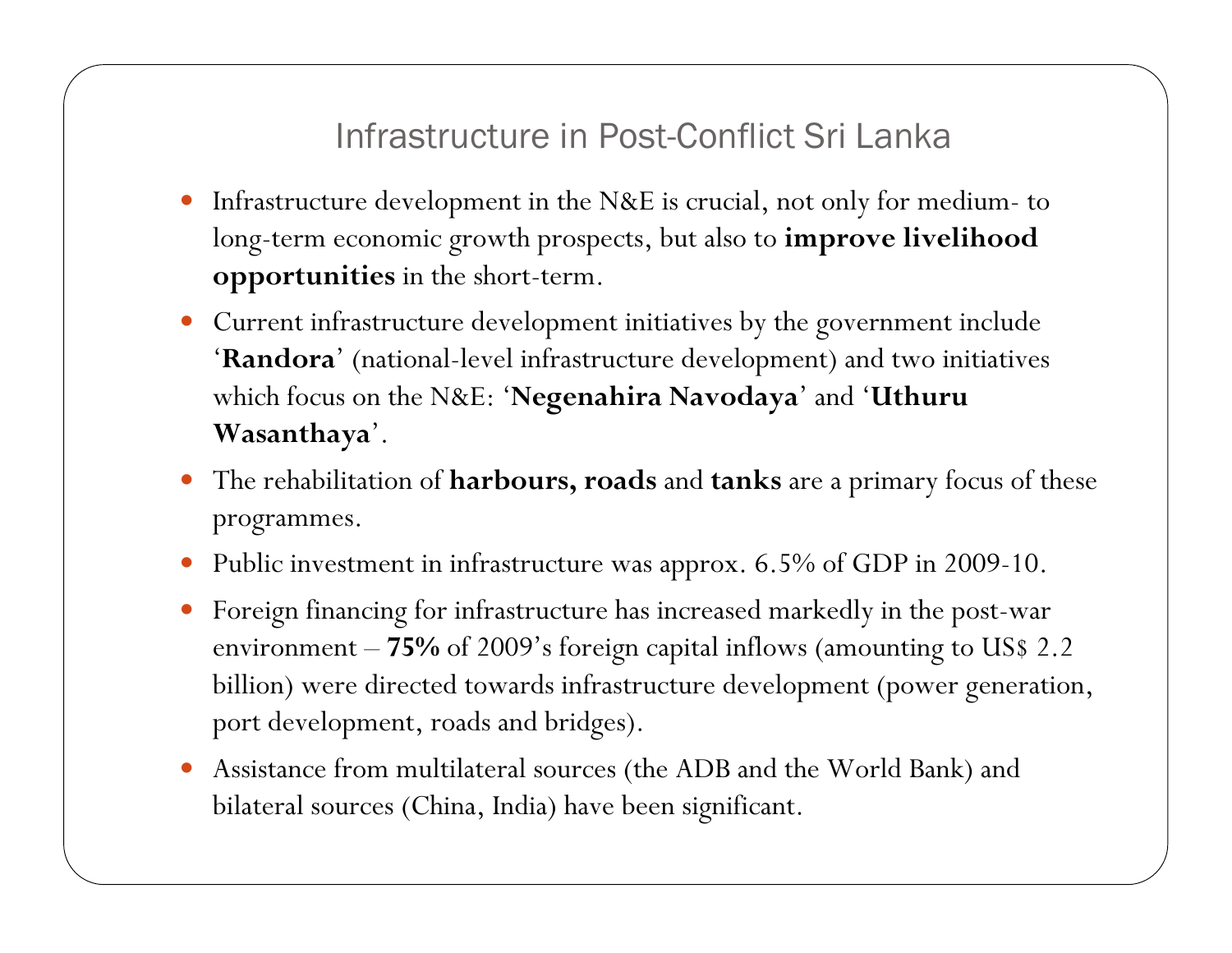# Infrastructure in Post-Conflict Sri Lanka

- Infrastructure development in the N&E is crucial, not only for medium- to long-term economic growth prospects, but also to **improve livelihood opportunities** in the short-term.
- Current infrastructure development initiatives by the government include '**Randora**' (national-level infrastructure development) and two initiatives which focus on the N&E: '**Negenahira Navodaya**' and '**Uthuru Wasanthaya**'.
- The rehabilitation of **harbours, roads** and **tanks** are a primary focus of these programmes.
- Public investment in infrastructure was approx. 6.5% of GDP in 2009-10.
- Foreign financing for infrastructure has increased markedly in the post-war environment – **75%** of 2009's foreign capital inflows (amounting to US$ 2.2 billion) were directed towards infrastructure development (power generation, port development, roads and bridges).
- Assistance from multilateral sources (the ADB and the World Bank) and bilateral sources (China, India) have been significant.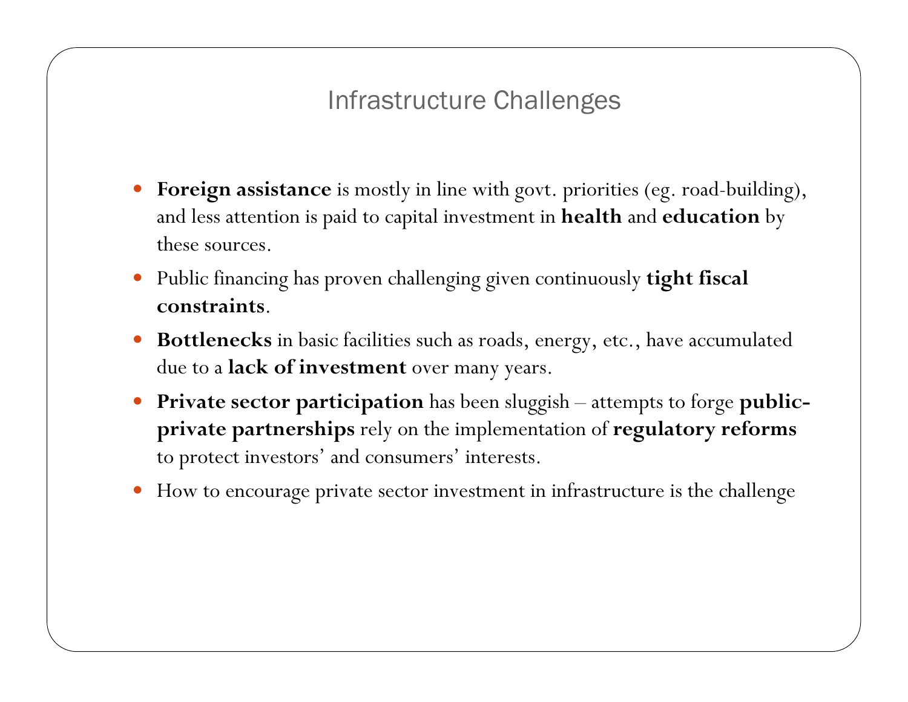# Infrastructure Challenges

- **Foreign assistance** is mostly in line with govt. priorities (eg. road-building), and less attention is paid to capital investment in **health** and **education** by these sources.
- Public financing has proven challenging given continuously **tight fiscal constraints**.
- **Bottlenecks** in basic facilities such as roads, energy, etc., have accumulated due to a **lack of investment** over many years.
- **Private sector participation** has been sluggish – attempts to forge **public-private partnerships** rely on the implementation of **regulatory reforms** to protect investors' and consumers' interests.
- How to encourage private sector investment in infrastructure is the challenge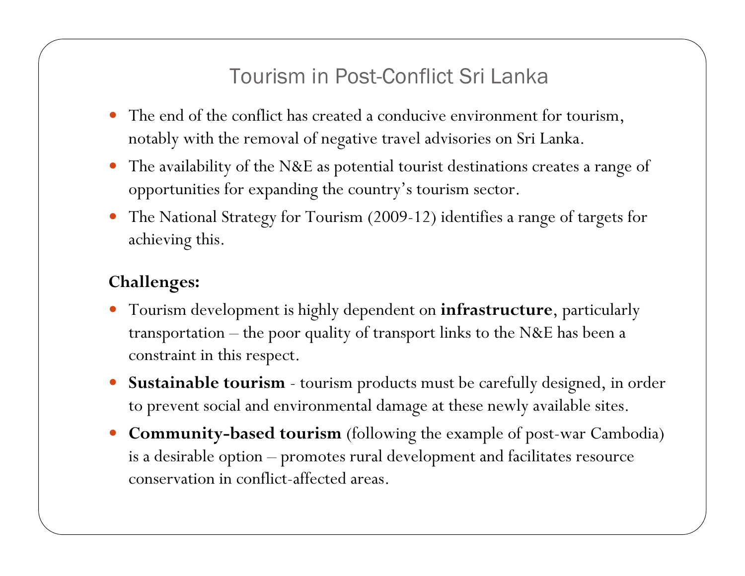# Tourism in Post-Conflict Sri Lanka

- The end of the conflict has created a conducive environment for tourism, notably with the removal of negative travel advisories on Sri Lanka.
- The availability of the N&E as potential tourist destinations creates a range of opportunities for expanding the country's tourism sector.
- The National Strategy for Tourism (2009-12) identifies a range of targets for achieving this.

**Challenges:**

- Tourism development is highly dependent on **infrastructure**, particularly transportation – the poor quality of transport links to the N&E has been a constraint in this respect.
- **Sustainable tourism** - tourism products must be carefully designed, in order to prevent social and environmental damage at these newly available sites.
- **Community-based tourism** (following the example of post-war Cambodia) is a desirable option – promotes rural development and facilitates resource conservation in conflict-affected areas.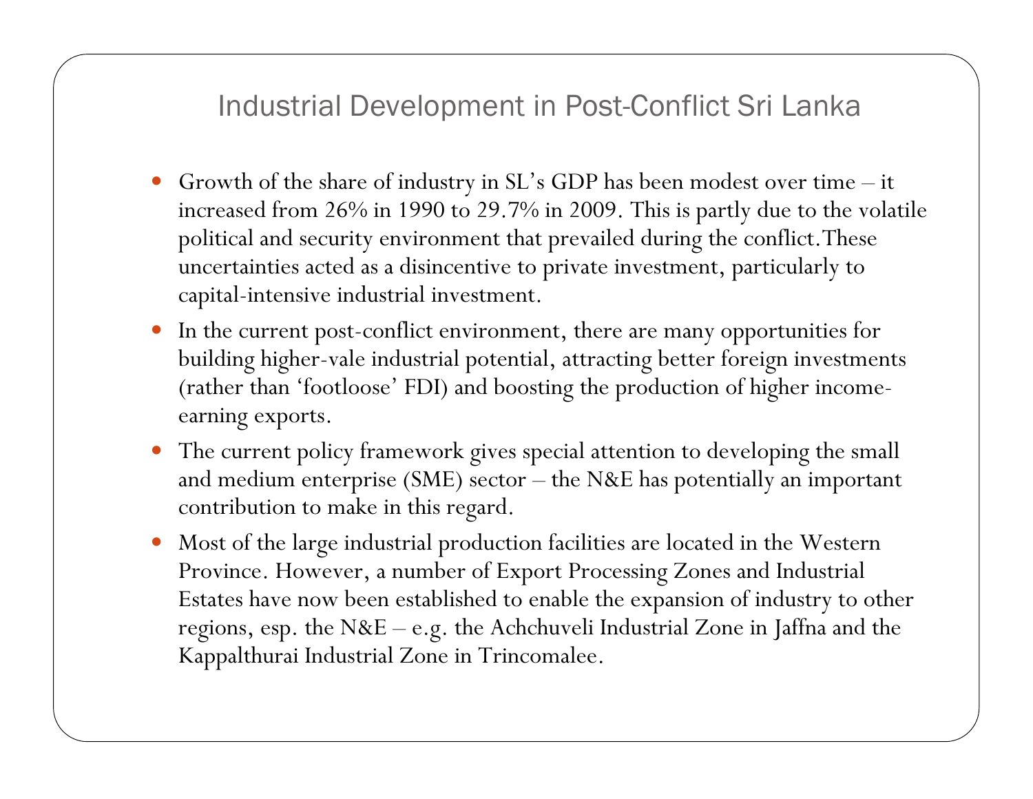# Industrial Development in Post-Conflict Sri Lanka

- Growth of the share of industry in SL's GDP has been modest over time – it increased from 26% in 1990 to 29.7% in 2009. This is partly due to the volatile political and security environment that prevailed during the conflict.These uncertainties acted as a disincentive to private investment, particularly to capital-intensive industrial investment.
- In the current post-conflict environment, there are many opportunities for building higher-vale industrial potential, attracting better foreign investments (rather than 'footloose' FDI) and boosting the production of higher income-earning exports.
- The current policy framework gives special attention to developing the small and medium enterprise (SME) sector – the N&E has potentially an important contribution to make in this regard.
- Most of the large industrial production facilities are located in the Western Province. However, a number of Export Processing Zones and Industrial Estates have now been established to enable the expansion of industry to other regions, esp. the N&E – e.g. the Achchuveli Industrial Zone in Jaffna and the Kappalthurai Industrial Zone in Trincomalee.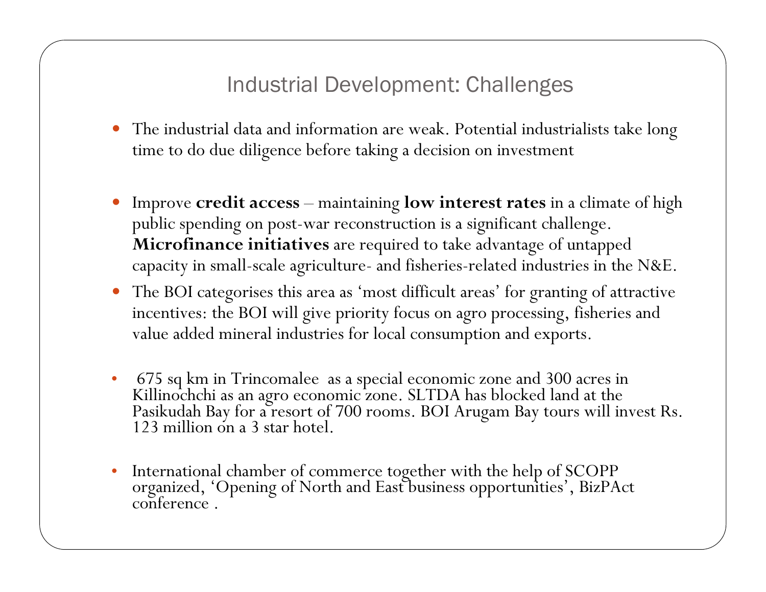# Industrial Development: Challenges

- The industrial data and information are weak. Potential industrialists take long time to do due diligence before taking a decision on investment

- Improve **credit access** – maintaining **low interest rates** in a climate of high public spending on post-war reconstruction is a significant challenge. **Microfinance initiatives** are required to take advantage of untapped capacity in small-scale agriculture- and fisheries-related industries in the N&E.
- The BOI categorises this area as 'most difficult areas' for granting of attractive incentives: the BOI will give priority focus on agro processing, fisheries and value added mineral industries for local consumption and exports.

- 675 sq km in Trincomalee as a special economic zone and 300 acres in Killinochchi as an agro economic zone. SLTDA has blocked land at the Pasikudah Bay for a resort of 700 rooms. BOI Arugam Bay tours will invest Rs. 123 million on a 3 star hotel.

- International chamber of commerce together with the help of SCOPP organized, 'Opening of North and East business opportunities', BizPAct conference .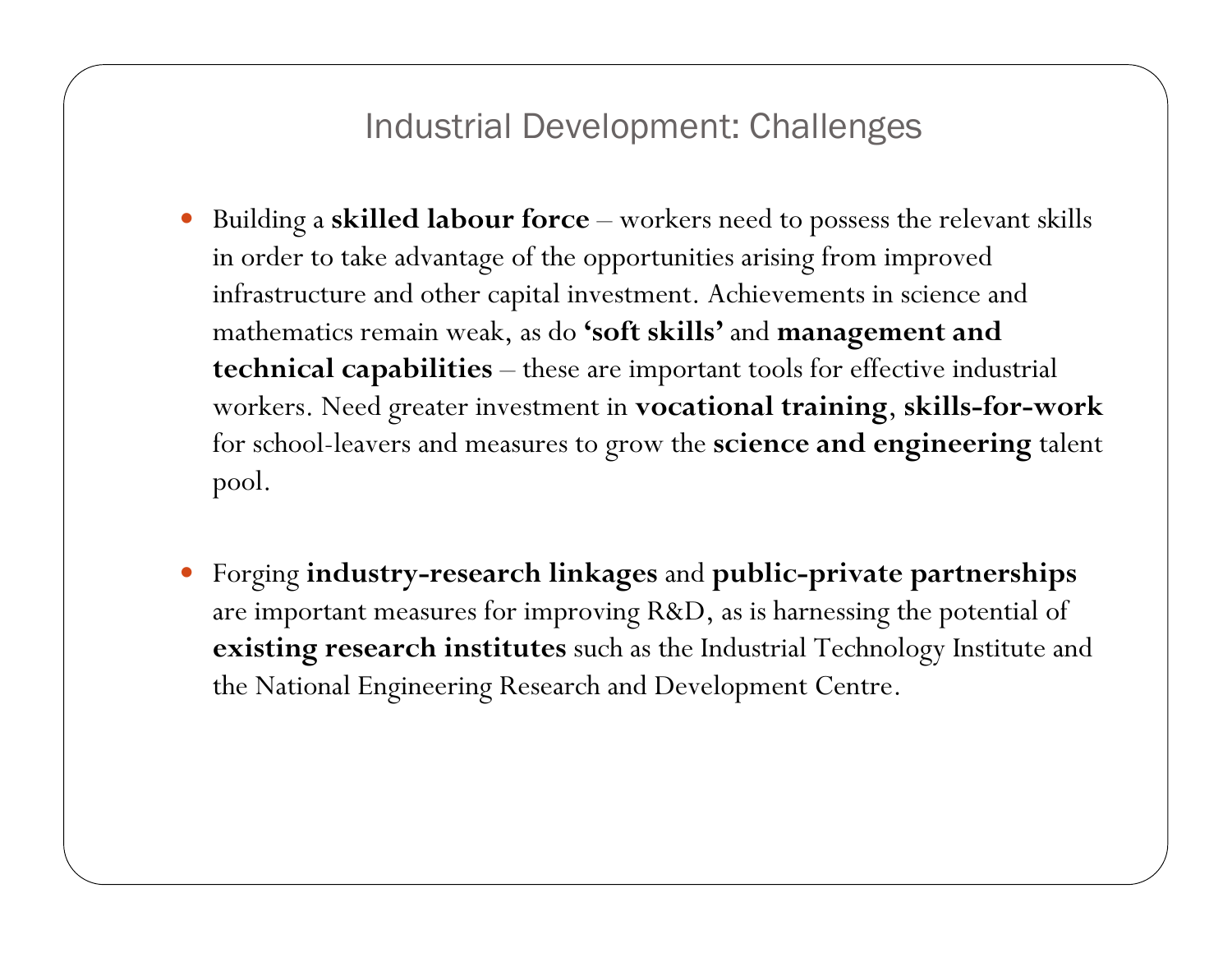# Industrial Development: Challenges

- Building a **skilled labour force** – workers need to possess the relevant skills in order to take advantage of the opportunities arising from improved infrastructure and other capital investment. Achievements in science and mathematics remain weak, as do **'soft skills'** and **management and technical capabilities** – these are important tools for effective industrial workers. Need greater investment in **vocational training**, **skills-for-work** for school-leavers and measures to grow the **science and engineering** talent pool.

- Forging **industry-research linkages** and **public-private partnerships** are important measures for improving R&D, as is harnessing the potential of **existing research institutes** such as the Industrial Technology Institute and the National Engineering Research and Development Centre.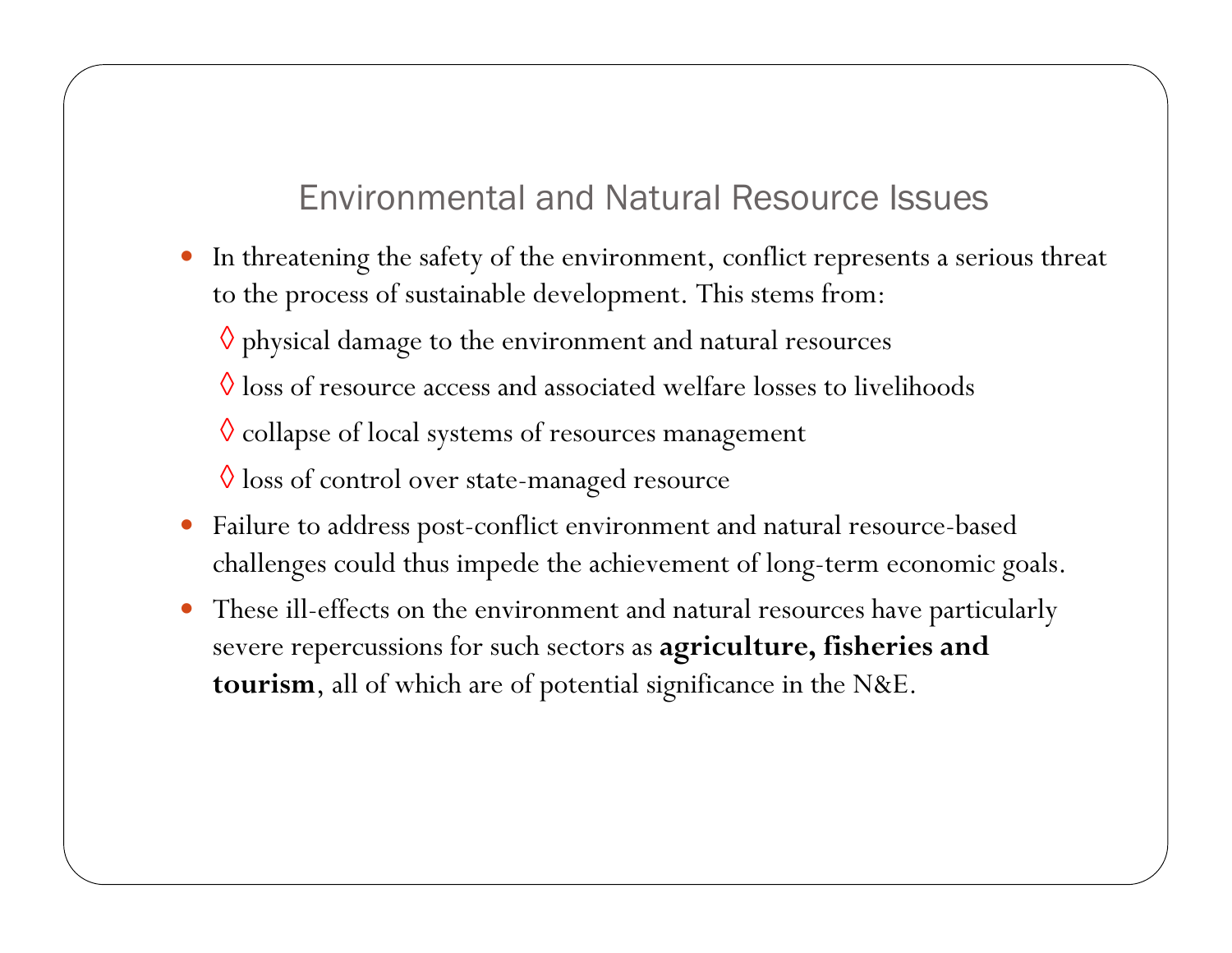## Environmental and Natural Resource Issues

- In threatening the safety of the environment, conflict represents a serious threat to the process of sustainable development. This stems from:
  - ◊ physical damage to the environment and natural resources
  - ◊ loss of resource access and associated welfare losses to livelihoods
  - ◊ collapse of local systems of resources management
  - ◊ loss of control over state-managed resource
- Failure to address post-conflict environment and natural resource-based challenges could thus impede the achievement of long-term economic goals.
- These ill-effects on the environment and natural resources have particularly severe repercussions for such sectors as **agriculture, fisheries and tourism**, all of which are of potential significance in the N&E.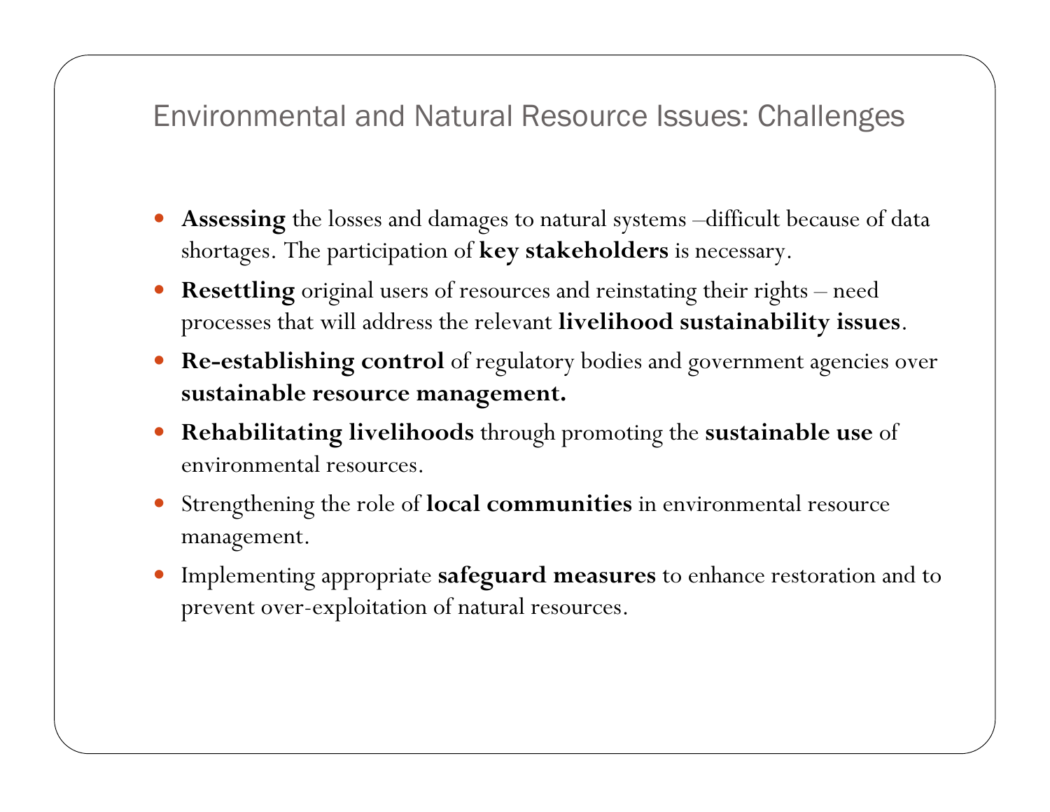# Environmental and Natural Resource Issues: Challenges

- **Assessing** the losses and damages to natural systems –difficult because of data shortages. The participation of **key stakeholders** is necessary.
- **Resettling** original users of resources and reinstating their rights – need processes that will address the relevant **livelihood sustainability issues**.
- **Re-establishing control** of regulatory bodies and government agencies over **sustainable resource management.**
- **Rehabilitating livelihoods** through promoting the **sustainable use** of environmental resources.
- Strengthening the role of **local communities** in environmental resource management.
- Implementing appropriate **safeguard measures** to enhance restoration and to prevent over-exploitation of natural resources.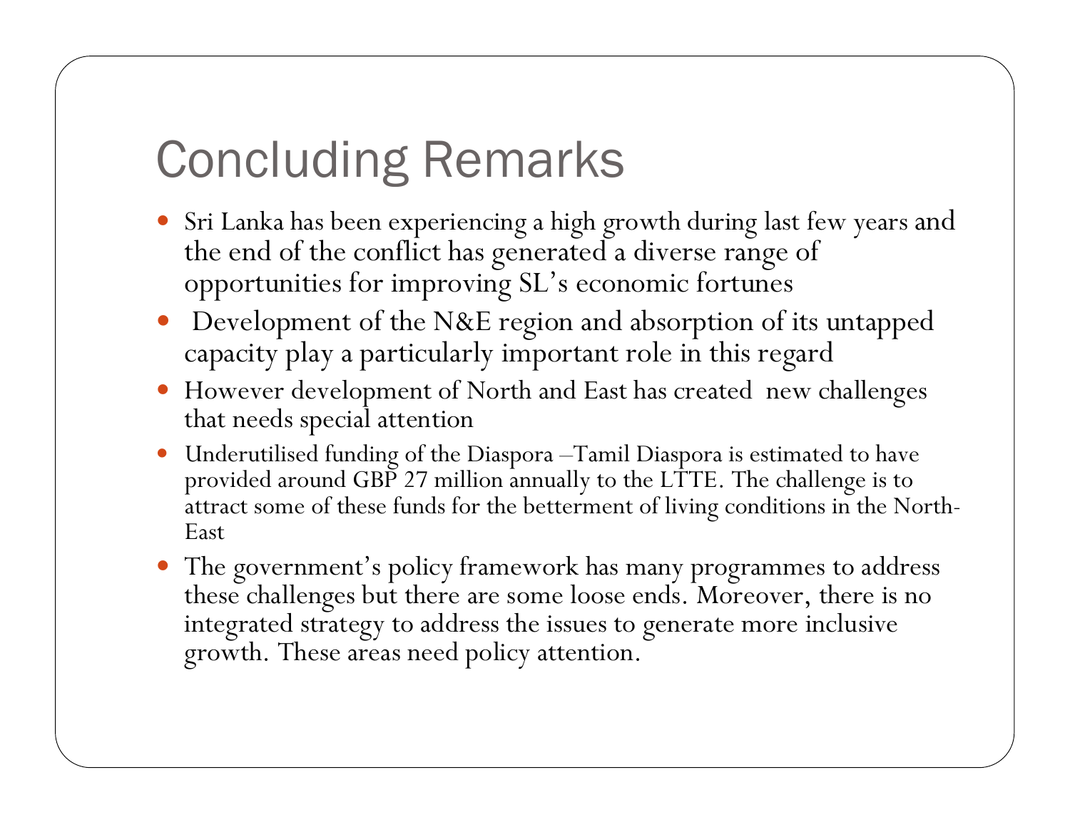# Concluding Remarks

- Sri Lanka has been experiencing a high growth during last few years and the end of the conflict has generated a diverse range of opportunities for improving SL's economic fortunes
- Development of the N&E region and absorption of its untapped capacity play a particularly important role in this regard
- However development of North and East has created new challenges that needs special attention
- Underutilised funding of the Diaspora –Tamil Diaspora is estimated to have provided around GBP 27 million annually to the LTTE. The challenge is to attract some of these funds for the betterment of living conditions in the North-East
- The government's policy framework has many programmes to address these challenges but there are some loose ends. Moreover, there is no integrated strategy to address the issues to generate more inclusive growth. These areas need policy attention.